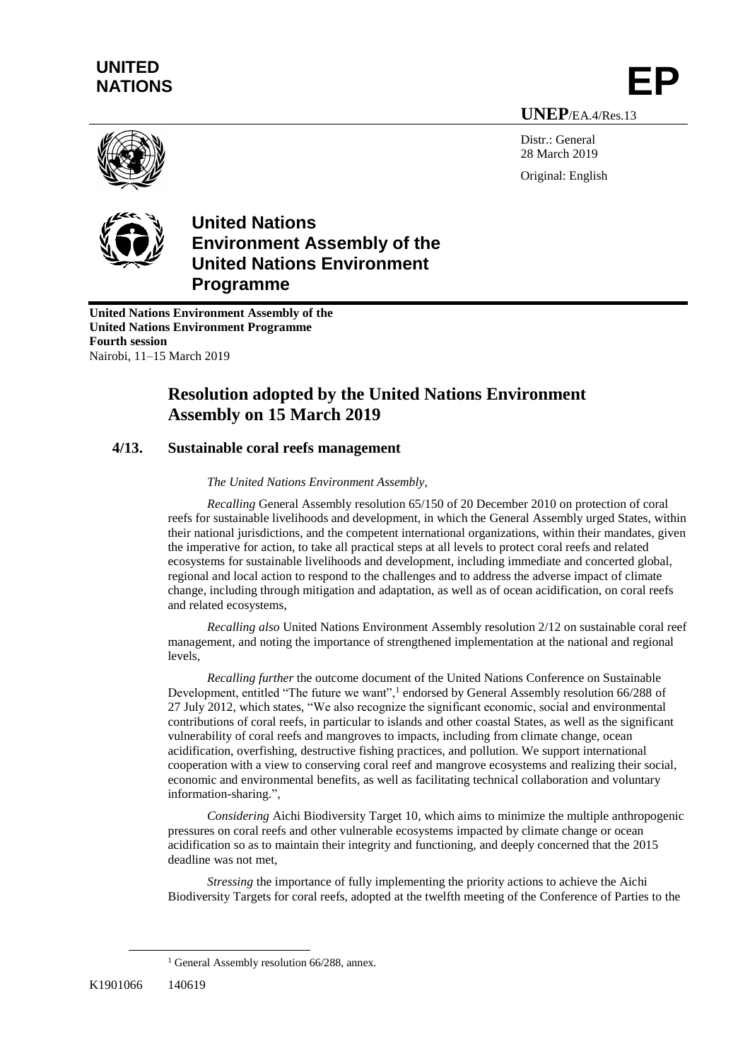**UNITED NATIONS**

**EP**

**UNEP**/EA.4/Res.13

Distr.: General
28 March 2019

Original: English

# United Nations Environment Assembly of the United Nations Environment Programme

**United Nations Environment Assembly of the United Nations Environment Programme**
**Fourth session**
Nairobi, 11–15 March 2019

## Resolution adopted by the United Nations Environment Assembly on 15 March 2019

### 4/13. Sustainable coral reefs management

*The United Nations Environment Assembly,*

*Recalling* General Assembly resolution 65/150 of 20 December 2010 on protection of coral reefs for sustainable livelihoods and development, in which the General Assembly urged States, within their national jurisdictions, and the competent international organizations, within their mandates, given the imperative for action, to take all practical steps at all levels to protect coral reefs and related ecosystems for sustainable livelihoods and development, including immediate and concerted global, regional and local action to respond to the challenges and to address the adverse impact of climate change, including through mitigation and adaptation, as well as of ocean acidification, on coral reefs and related ecosystems,

*Recalling also* United Nations Environment Assembly resolution 2/12 on sustainable coral reef management, and noting the importance of strengthened implementation at the national and regional levels,

*Recalling further* the outcome document of the United Nations Conference on Sustainable Development, entitled "The future we want",[1] endorsed by General Assembly resolution 66/288 of 27 July 2012, which states, "We also recognize the significant economic, social and environmental contributions of coral reefs, in particular to islands and other coastal States, as well as the significant vulnerability of coral reefs and mangroves to impacts, including from climate change, ocean acidification, overfishing, destructive fishing practices, and pollution. We support international cooperation with a view to conserving coral reef and mangrove ecosystems and realizing their social, economic and environmental benefits, as well as facilitating technical collaboration and voluntary information-sharing.",

*Considering* Aichi Biodiversity Target 10, which aims to minimize the multiple anthropogenic pressures on coral reefs and other vulnerable ecosystems impacted by climate change or ocean acidification so as to maintain their integrity and functioning, and deeply concerned that the 2015 deadline was not met,

*Stressing* the importance of fully implementing the priority actions to achieve the Aichi Biodiversity Targets for coral reefs, adopted at the twelfth meeting of the Conference of Parties to the

[1] General Assembly resolution 66/288, annex.

K1901066 140619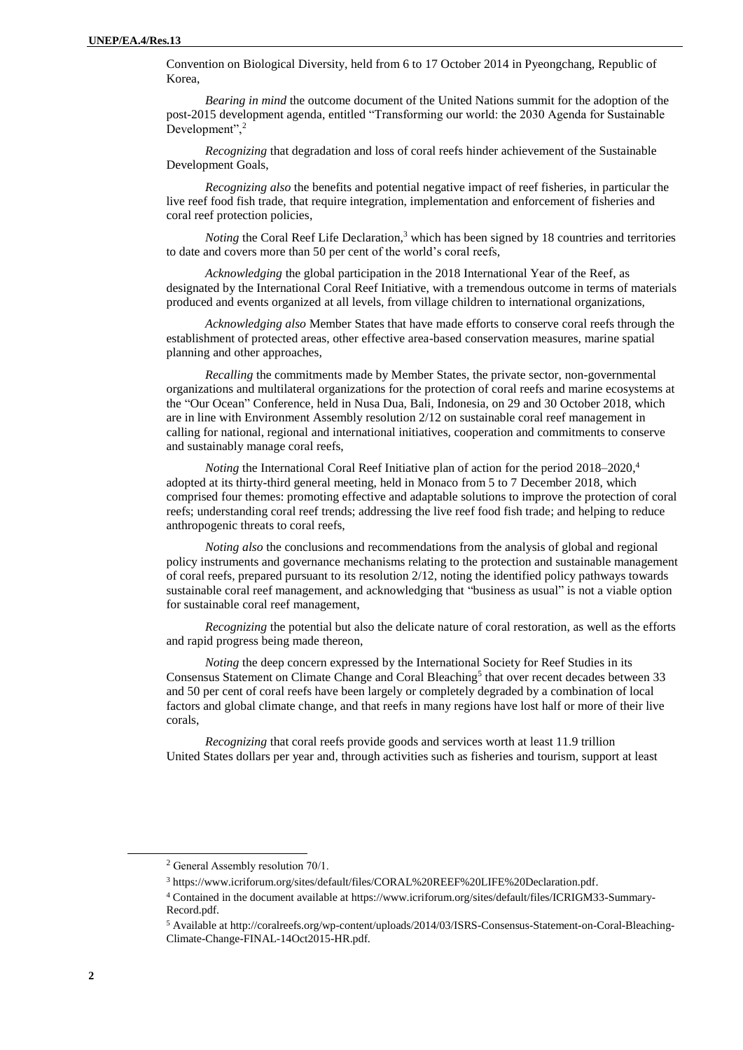Convention on Biological Diversity, held from 6 to 17 October 2014 in Pyeongchang, Republic of Korea,

*Bearing in mind* the outcome document of the United Nations summit for the adoption of the post-2015 development agenda, entitled "Transforming our world: the 2030 Agenda for Sustainable Development",[2]

*Recognizing* that degradation and loss of coral reefs hinder achievement of the Sustainable Development Goals,

*Recognizing also* the benefits and potential negative impact of reef fisheries, in particular the live reef food fish trade, that require integration, implementation and enforcement of fisheries and coral reef protection policies,

*Noting* the Coral Reef Life Declaration,[3] which has been signed by 18 countries and territories to date and covers more than 50 per cent of the world's coral reefs,

*Acknowledging* the global participation in the 2018 International Year of the Reef, as designated by the International Coral Reef Initiative, with a tremendous outcome in terms of materials produced and events organized at all levels, from village children to international organizations,

*Acknowledging also* Member States that have made efforts to conserve coral reefs through the establishment of protected areas, other effective area-based conservation measures, marine spatial planning and other approaches,

*Recalling* the commitments made by Member States, the private sector, non-governmental organizations and multilateral organizations for the protection of coral reefs and marine ecosystems at the "Our Ocean" Conference, held in Nusa Dua, Bali, Indonesia, on 29 and 30 October 2018, which are in line with Environment Assembly resolution 2/12 on sustainable coral reef management in calling for national, regional and international initiatives, cooperation and commitments to conserve and sustainably manage coral reefs,

*Noting* the International Coral Reef Initiative plan of action for the period 2018–2020,[4] adopted at its thirty-third general meeting, held in Monaco from 5 to 7 December 2018, which comprised four themes: promoting effective and adaptable solutions to improve the protection of coral reefs; understanding coral reef trends; addressing the live reef food fish trade; and helping to reduce anthropogenic threats to coral reefs,

*Noting also* the conclusions and recommendations from the analysis of global and regional policy instruments and governance mechanisms relating to the protection and sustainable management of coral reefs, prepared pursuant to its resolution 2/12, noting the identified policy pathways towards sustainable coral reef management, and acknowledging that "business as usual" is not a viable option for sustainable coral reef management,

*Recognizing* the potential but also the delicate nature of coral restoration, as well as the efforts and rapid progress being made thereon,

*Noting* the deep concern expressed by the International Society for Reef Studies in its Consensus Statement on Climate Change and Coral Bleaching[5] that over recent decades between 33 and 50 per cent of coral reefs have been largely or completely degraded by a combination of local factors and global climate change, and that reefs in many regions have lost half or more of their live corals,

*Recognizing* that coral reefs provide goods and services worth at least 11.9 trillion United States dollars per year and, through activities such as fisheries and tourism, support at least

---

[2] General Assembly resolution 70/1.

[3] https://www.icriforum.org/sites/default/files/CORAL%20REEF%20LIFE%20Declaration.pdf.

[4] Contained in the document available at https://www.icriforum.org/sites/default/files/ICRIGM33-Summary-Record.pdf.

[5] Available at http://coralreefs.org/wp-content/uploads/2014/03/ISRS-Consensus-Statement-on-Coral-Bleaching-Climate-Change-FINAL-14Oct2015-HR.pdf.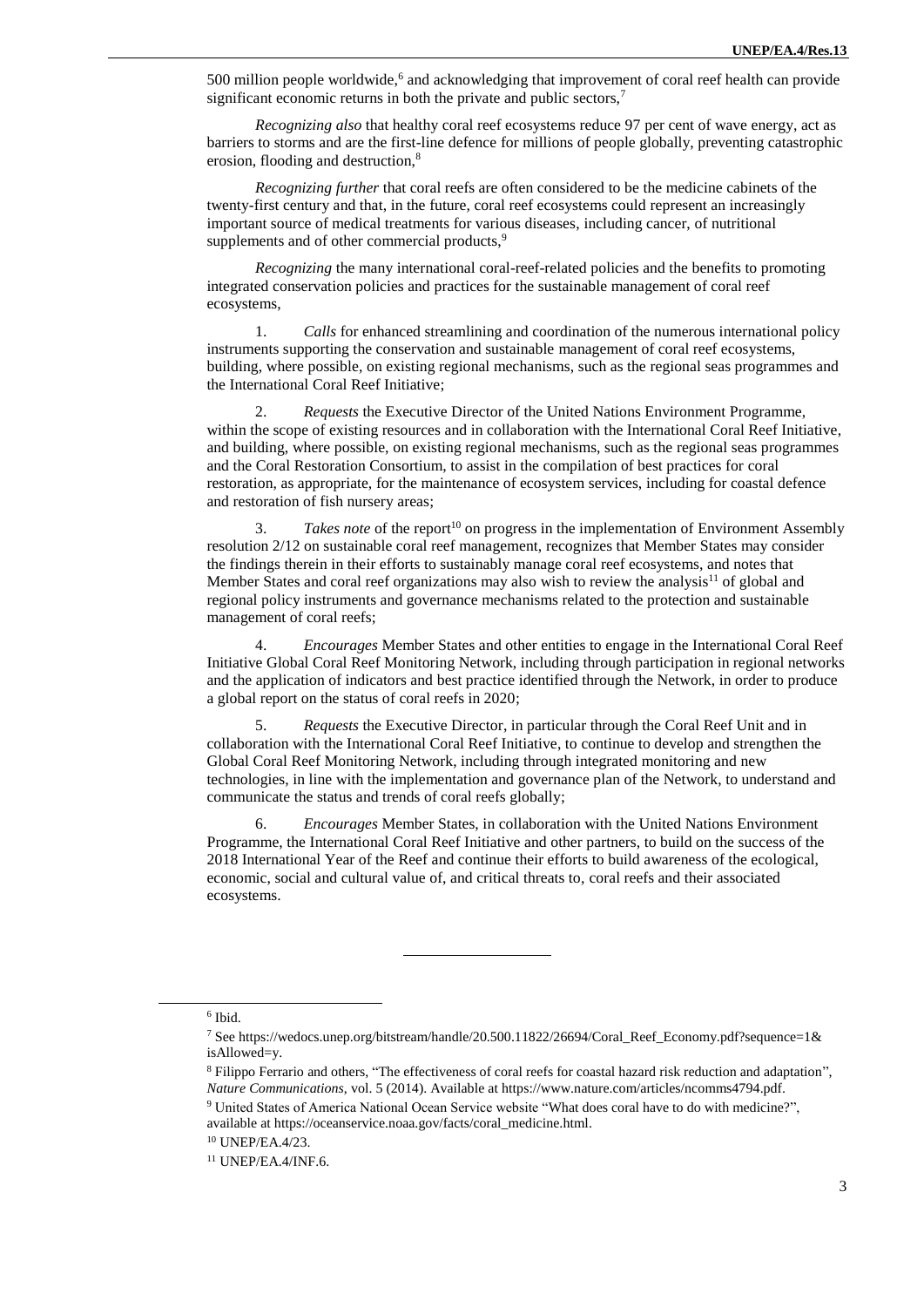500 million people worldwide,[6] and acknowledging that improvement of coral reef health can provide significant economic returns in both the private and public sectors,[7]

*Recognizing also* that healthy coral reef ecosystems reduce 97 per cent of wave energy, act as barriers to storms and are the first-line defence for millions of people globally, preventing catastrophic erosion, flooding and destruction,[8]

*Recognizing further* that coral reefs are often considered to be the medicine cabinets of the twenty-first century and that, in the future, coral reef ecosystems could represent an increasingly important source of medical treatments for various diseases, including cancer, of nutritional supplements and of other commercial products,[9]

*Recognizing* the many international coral-reef-related policies and the benefits to promoting integrated conservation policies and practices for the sustainable management of coral reef ecosystems,

1. *Calls* for enhanced streamlining and coordination of the numerous international policy instruments supporting the conservation and sustainable management of coral reef ecosystems, building, where possible, on existing regional mechanisms, such as the regional seas programmes and the International Coral Reef Initiative;

2. *Requests* the Executive Director of the United Nations Environment Programme, within the scope of existing resources and in collaboration with the International Coral Reef Initiative, and building, where possible, on existing regional mechanisms, such as the regional seas programmes and the Coral Restoration Consortium, to assist in the compilation of best practices for coral restoration, as appropriate, for the maintenance of ecosystem services, including for coastal defence and restoration of fish nursery areas;

3. *Takes note* of the report[10] on progress in the implementation of Environment Assembly resolution 2/12 on sustainable coral reef management, recognizes that Member States may consider the findings therein in their efforts to sustainably manage coral reef ecosystems, and notes that Member States and coral reef organizations may also wish to review the analysis[11] of global and regional policy instruments and governance mechanisms related to the protection and sustainable management of coral reefs;

4. *Encourages* Member States and other entities to engage in the International Coral Reef Initiative Global Coral Reef Monitoring Network, including through participation in regional networks and the application of indicators and best practice identified through the Network, in order to produce a global report on the status of coral reefs in 2020;

5. *Requests* the Executive Director, in particular through the Coral Reef Unit and in collaboration with the International Coral Reef Initiative, to continue to develop and strengthen the Global Coral Reef Monitoring Network, including through integrated monitoring and new technologies, in line with the implementation and governance plan of the Network, to understand and communicate the status and trends of coral reefs globally;

6. *Encourages* Member States, in collaboration with the United Nations Environment Programme, the International Coral Reef Initiative and other partners, to build on the success of the 2018 International Year of the Reef and continue their efforts to build awareness of the ecological, economic, social and cultural value of, and critical threats to, coral reefs and their associated ecosystems.

---

[6] Ibid.

[7] See https://wedocs.unep.org/bitstream/handle/20.500.11822/26694/Coral_Reef_Economy.pdf?sequence=1&isAllowed=y.

[8] Filippo Ferrario and others, "The effectiveness of coral reefs for coastal hazard risk reduction and adaptation", *Nature Communications*, vol. 5 (2014). Available at https://www.nature.com/articles/ncomms4794.pdf.

[9] United States of America National Ocean Service website "What does coral have to do with medicine?", available at https://oceanservice.noaa.gov/facts/coral_medicine.html.

[10] UNEP/EA.4/23.

[11] UNEP/EA.4/INF.6.